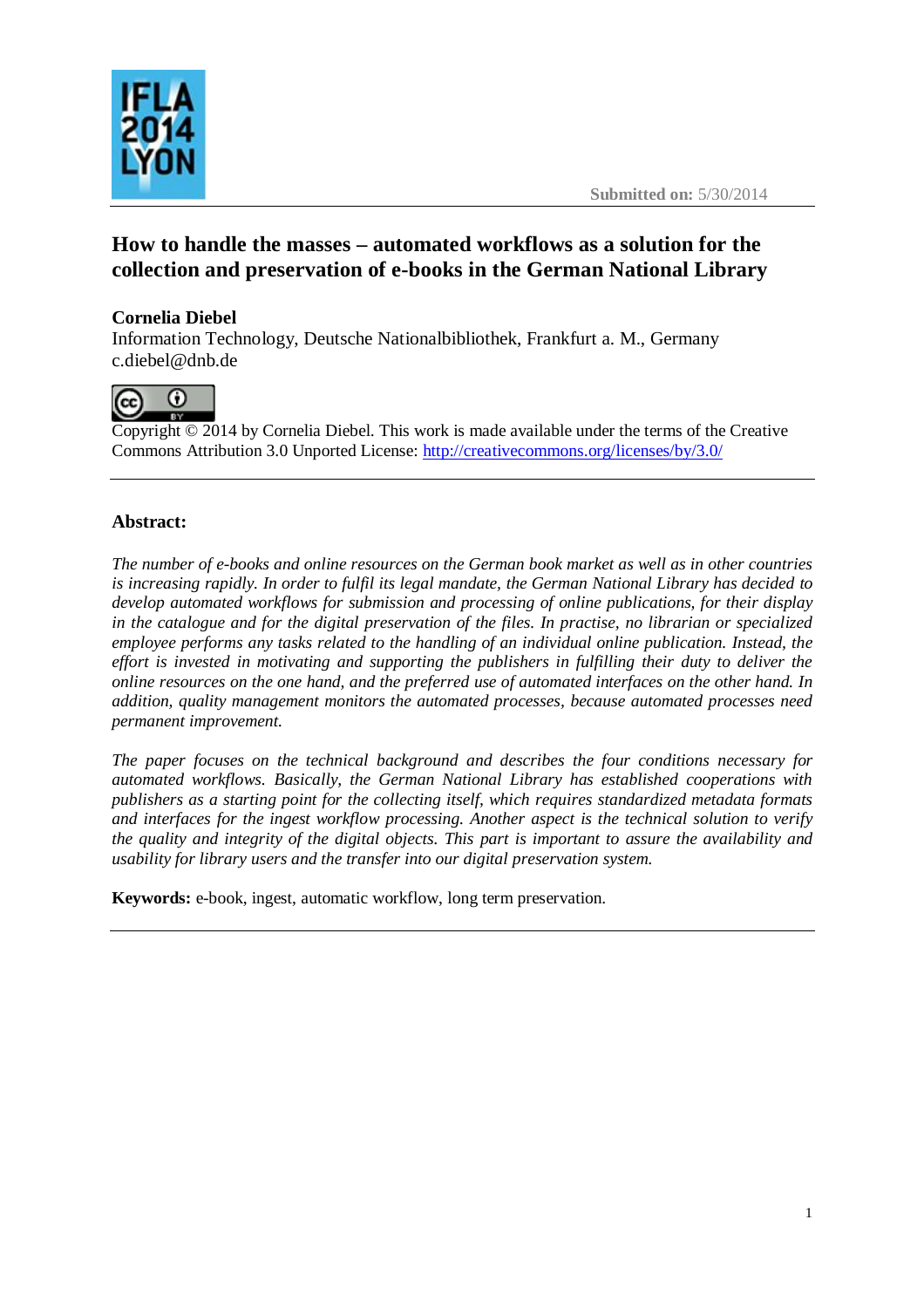Submitted on: 5/30/2014

# How to handle the masses – automated workflows as a solution for the collection and preservation of e-books in the German National Library

**Cornelia Diebel**
Information Technology, Deutsche Nationalbibliothek, Frankfurt a. M., Germany
c.diebel@dnb.de

Copyright © 2014 by Cornelia Diebel. This work is made available under the terms of the Creative Commons Attribution 3.0 Unported License: http://creativecommons.org/licenses/by/3.0/

---

## Abstract:

*The number of e-books and online resources on the German book market as well as in other countries is increasing rapidly. In order to fulfil its legal mandate, the German National Library has decided to develop automated workflows for submission and processing of online publications, for their display in the catalogue and for the digital preservation of the files. In practise, no librarian or specialized employee performs any tasks related to the handling of an individual online publication. Instead, the effort is invested in motivating and supporting the publishers in fulfilling their duty to deliver the online resources on the one hand, and the preferred use of automated interfaces on the other hand. In addition, quality management monitors the automated processes, because automated processes need permanent improvement.*

*The paper focuses on the technical background and describes the four conditions necessary for automated workflows. Basically, the German National Library has established cooperations with publishers as a starting point for the collecting itself, which requires standardized metadata formats and interfaces for the ingest workflow processing. Another aspect is the technical solution to verify the quality and integrity of the digital objects. This part is important to assure the availability and usability for library users and the transfer into our digital preservation system.*

**Keywords:** e-book, ingest, automatic workflow, long term preservation.

---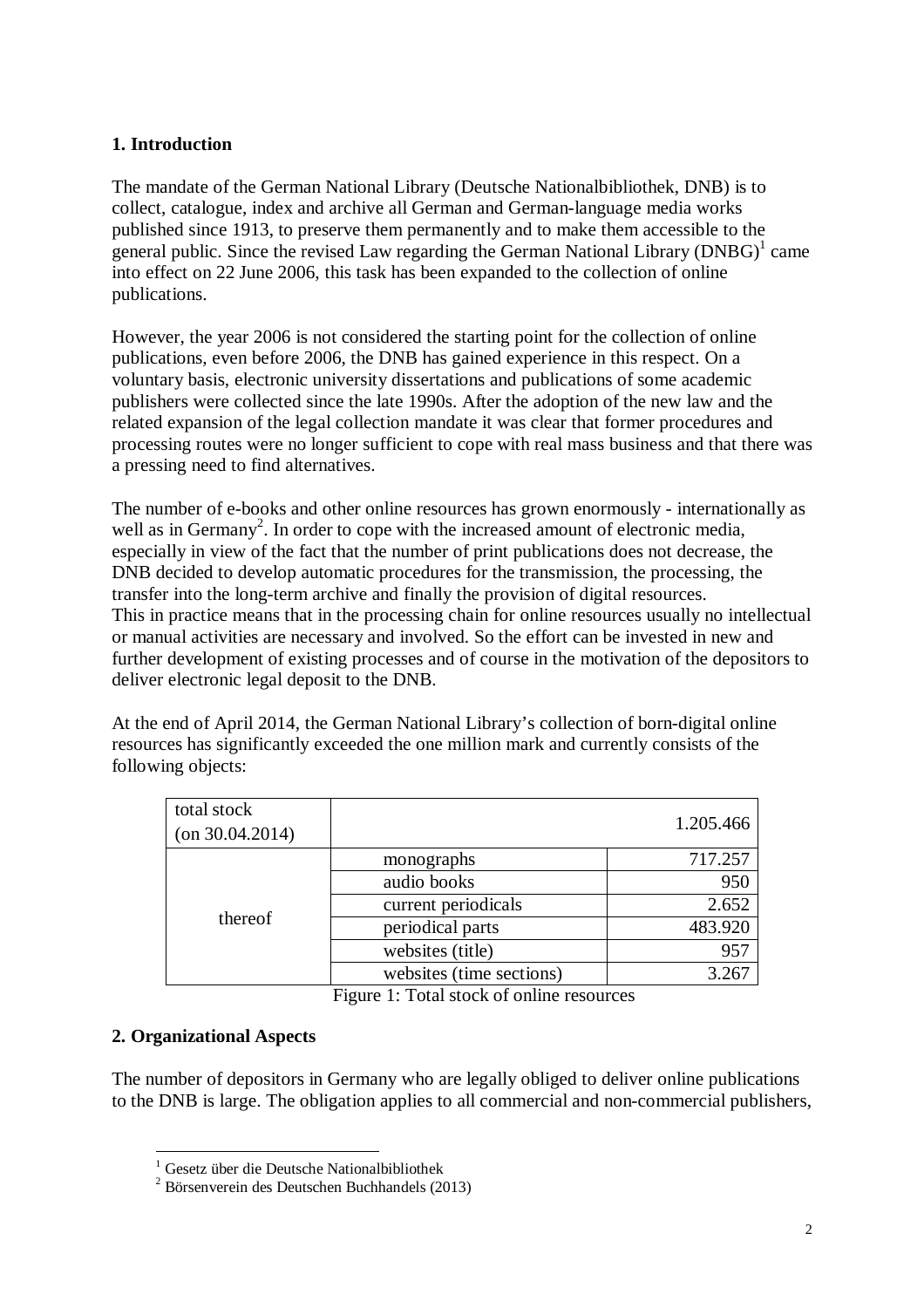## 1. Introduction

The mandate of the German National Library (Deutsche Nationalbibliothek, DNB) is to collect, catalogue, index and archive all German and German-language media works published since 1913, to preserve them permanently and to make them accessible to the general public. Since the revised Law regarding the German National Library (DNBG)[1] came into effect on 22 June 2006, this task has been expanded to the collection of online publications.

However, the year 2006 is not considered the starting point for the collection of online publications, even before 2006, the DNB has gained experience in this respect. On a voluntary basis, electronic university dissertations and publications of some academic publishers were collected since the late 1990s. After the adoption of the new law and the related expansion of the legal collection mandate it was clear that former procedures and processing routes were no longer sufficient to cope with real mass business and that there was a pressing need to find alternatives.

The number of e-books and other online resources has grown enormously - internationally as well as in Germany[2]. In order to cope with the increased amount of electronic media, especially in view of the fact that the number of print publications does not decrease, the DNB decided to develop automatic procedures for the transmission, the processing, the transfer into the long-term archive and finally the provision of digital resources.
This in practice means that in the processing chain for online resources usually no intellectual or manual activities are necessary and involved. So the effort can be invested in new and further development of existing processes and of course in the motivation of the depositors to deliver electronic legal deposit to the DNB.

At the end of April 2014, the German National Library's collection of born-digital online resources has significantly exceeded the one million mark and currently consists of the following objects:

| total stock (on 30.04.2014) | | 1.205.466 |
|---|---|---|
| thereof | monographs | 717.257 |
| | audio books | 950 |
| | current periodicals | 2.652 |
| | periodical parts | 483.920 |
| | websites (title) | 957 |
| | websites (time sections) | 3.267 |

Figure 1: Total stock of online resources

## 2. Organizational Aspects

The number of depositors in Germany who are legally obliged to deliver online publications to the DNB is large. The obligation applies to all commercial and non-commercial publishers,

[1] Gesetz über die Deutsche Nationalbibliothek

[2] Börsenverein des Deutschen Buchhandels (2013)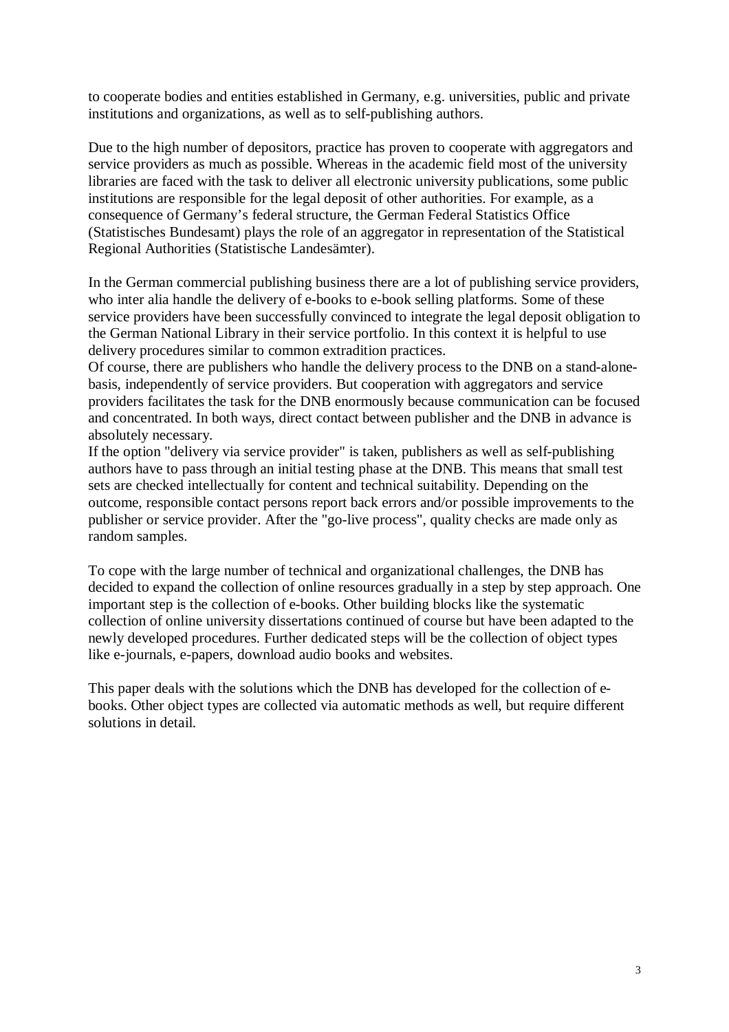to cooperate bodies and entities established in Germany, e.g. universities, public and private institutions and organizations, as well as to self-publishing authors.

Due to the high number of depositors, practice has proven to cooperate with aggregators and service providers as much as possible. Whereas in the academic field most of the university libraries are faced with the task to deliver all electronic university publications, some public institutions are responsible for the legal deposit of other authorities. For example, as a consequence of Germany's federal structure, the German Federal Statistics Office (Statistisches Bundesamt) plays the role of an aggregator in representation of the Statistical Regional Authorities (Statistische Landesämter).

In the German commercial publishing business there are a lot of publishing service providers, who inter alia handle the delivery of e-books to e-book selling platforms. Some of these service providers have been successfully convinced to integrate the legal deposit obligation to the German National Library in their service portfolio. In this context it is helpful to use delivery procedures similar to common extradition practices.
Of course, there are publishers who handle the delivery process to the DNB on a stand-alone-basis, independently of service providers. But cooperation with aggregators and service providers facilitates the task for the DNB enormously because communication can be focused and concentrated. In both ways, direct contact between publisher and the DNB in advance is absolutely necessary.
If the option "delivery via service provider" is taken, publishers as well as self-publishing authors have to pass through an initial testing phase at the DNB. This means that small test sets are checked intellectually for content and technical suitability. Depending on the outcome, responsible contact persons report back errors and/or possible improvements to the publisher or service provider. After the "go-live process", quality checks are made only as random samples.

To cope with the large number of technical and organizational challenges, the DNB has decided to expand the collection of online resources gradually in a step by step approach. One important step is the collection of e-books. Other building blocks like the systematic collection of online university dissertations continued of course but have been adapted to the newly developed procedures. Further dedicated steps will be the collection of object types like e-journals, e-papers, download audio books and websites.

This paper deals with the solutions which the DNB has developed for the collection of e-books. Other object types are collected via automatic methods as well, but require different solutions in detail.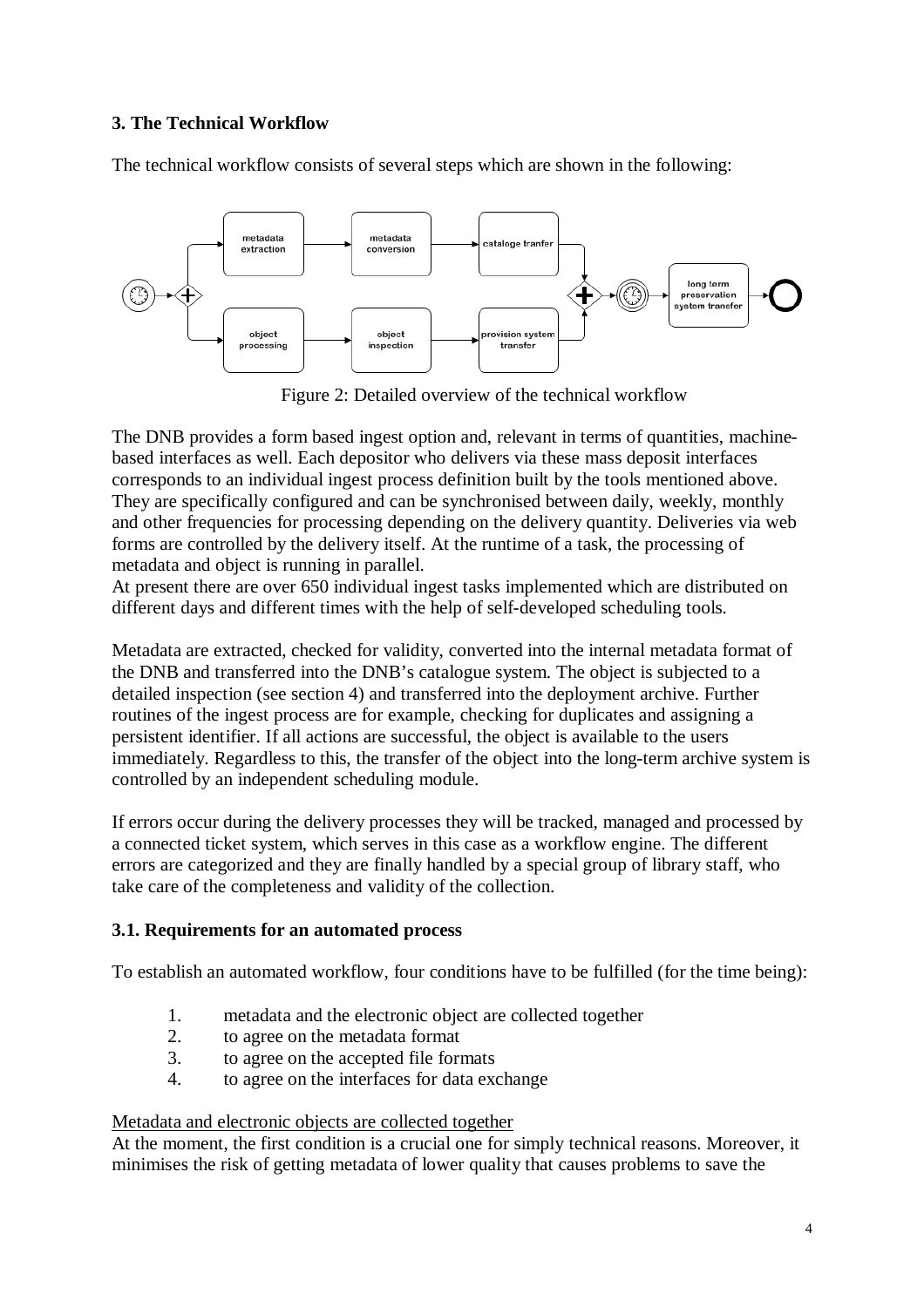## 3. The Technical Workflow

The technical workflow consists of several steps which are shown in the following:

Figure 2: Detailed overview of the technical workflow

The DNB provides a form based ingest option and, relevant in terms of quantities, machine-based interfaces as well. Each depositor who delivers via these mass deposit interfaces corresponds to an individual ingest process definition built by the tools mentioned above. They are specifically configured and can be synchronised between daily, weekly, monthly and other frequencies for processing depending on the delivery quantity. Deliveries via web forms are controlled by the delivery itself. At the runtime of a task, the processing of metadata and object is running in parallel.
At present there are over 650 individual ingest tasks implemented which are distributed on different days and different times with the help of self-developed scheduling tools.

Metadata are extracted, checked for validity, converted into the internal metadata format of the DNB and transferred into the DNB's catalogue system. The object is subjected to a detailed inspection (see section 4) and transferred into the deployment archive. Further routines of the ingest process are for example, checking for duplicates and assigning a persistent identifier. If all actions are successful, the object is available to the users immediately. Regardless to this, the transfer of the object into the long-term archive system is controlled by an independent scheduling module.

If errors occur during the delivery processes they will be tracked, managed and processed by a connected ticket system, which serves in this case as a workflow engine. The different errors are categorized and they are finally handled by a special group of library staff, who take care of the completeness and validity of the collection.

### 3.1. Requirements for an automated process

To establish an automated workflow, four conditions have to be fulfilled (for the time being):

1. metadata and the electronic object are collected together
2. to agree on the metadata format
3. to agree on the accepted file formats
4. to agree on the interfaces for data exchange

Metadata and electronic objects are collected together
At the moment, the first condition is a crucial one for simply technical reasons. Moreover, it minimises the risk of getting metadata of lower quality that causes problems to save the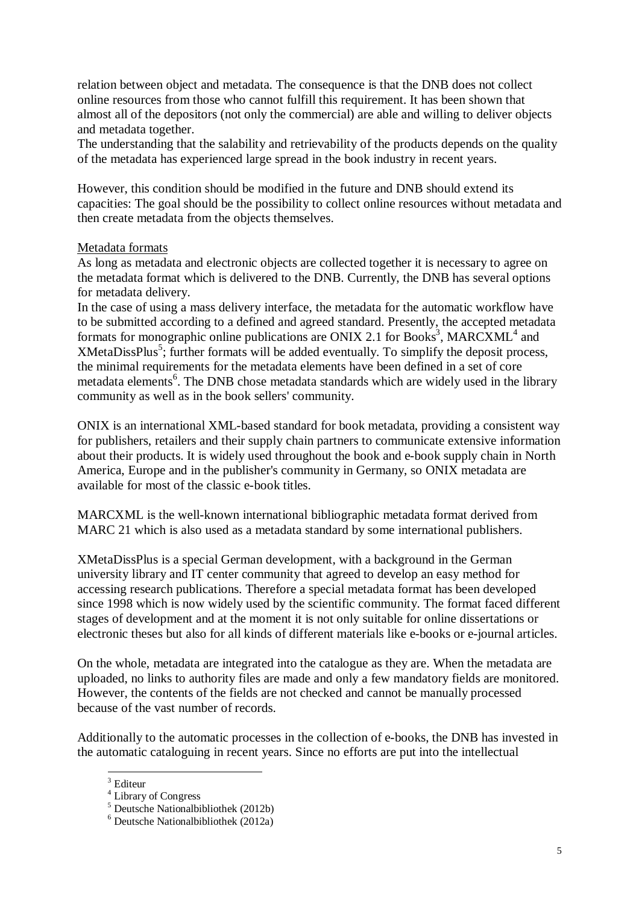relation between object and metadata. The consequence is that the DNB does not collect online resources from those who cannot fulfill this requirement. It has been shown that almost all of the depositors (not only the commercial) are able and willing to deliver objects and metadata together.
The understanding that the salability and retrievability of the products depends on the quality of the metadata has experienced large spread in the book industry in recent years.

However, this condition should be modified in the future and DNB should extend its capacities: The goal should be the possibility to collect online resources without metadata and then create metadata from the objects themselves.

Metadata formats

As long as metadata and electronic objects are collected together it is necessary to agree on the metadata format which is delivered to the DNB. Currently, the DNB has several options for metadata delivery.
In the case of using a mass delivery interface, the metadata for the automatic workflow have to be submitted according to a defined and agreed standard. Presently, the accepted metadata formats for monographic online publications are ONIX 2.1 for Books[3], MARCXML[4] and XMetaDissPlus[5]; further formats will be added eventually. To simplify the deposit process, the minimal requirements for the metadata elements have been defined in a set of core metadata elements[6]. The DNB chose metadata standards which are widely used in the library community as well as in the book sellers' community.

ONIX is an international XML-based standard for book metadata, providing a consistent way for publishers, retailers and their supply chain partners to communicate extensive information about their products. It is widely used throughout the book and e-book supply chain in North America, Europe and in the publisher's community in Germany, so ONIX metadata are available for most of the classic e-book titles.

MARCXML is the well-known international bibliographic metadata format derived from MARC 21 which is also used as a metadata standard by some international publishers.

XMetaDissPlus is a special German development, with a background in the German university library and IT center community that agreed to develop an easy method for accessing research publications. Therefore a special metadata format has been developed since 1998 which is now widely used by the scientific community. The format faced different stages of development and at the moment it is not only suitable for online dissertations or electronic theses but also for all kinds of different materials like e-books or e-journal articles.

On the whole, metadata are integrated into the catalogue as they are. When the metadata are uploaded, no links to authority files are made and only a few mandatory fields are monitored. However, the contents of the fields are not checked and cannot be manually processed because of the vast number of records.

Additionally to the automatic processes in the collection of e-books, the DNB has invested in the automatic cataloguing in recent years. Since no efforts are put into the intellectual

[3] Editeur
[4] Library of Congress
[5] Deutsche Nationalbibliothek (2012b)
[6] Deutsche Nationalbibliothek (2012a)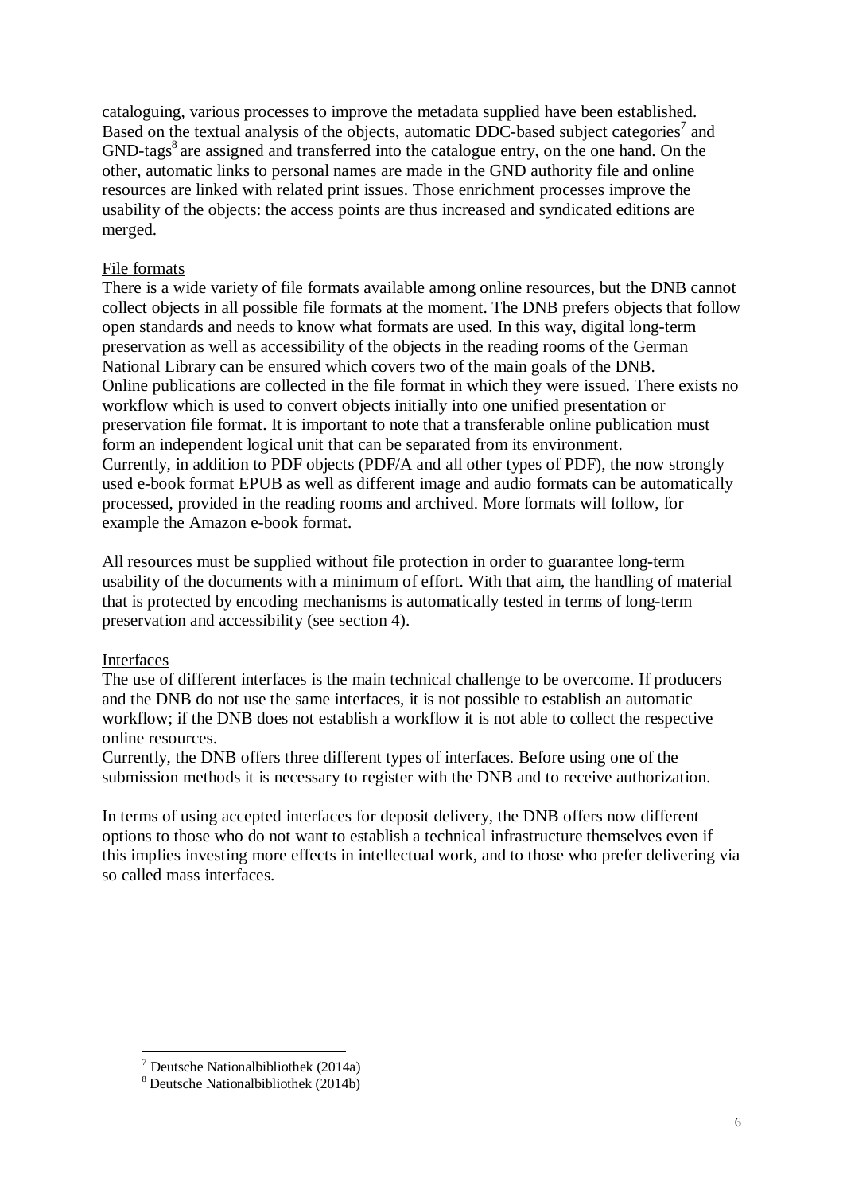cataloguing, various processes to improve the metadata supplied have been established. Based on the textual analysis of the objects, automatic DDC-based subject categories[7] and GND-tags[8] are assigned and transferred into the catalogue entry, on the one hand. On the other, automatic links to personal names are made in the GND authority file and online resources are linked with related print issues. Those enrichment processes improve the usability of the objects: the access points are thus increased and syndicated editions are merged.

File formats

There is a wide variety of file formats available among online resources, but the DNB cannot collect objects in all possible file formats at the moment. The DNB prefers objects that follow open standards and needs to know what formats are used. In this way, digital long-term preservation as well as accessibility of the objects in the reading rooms of the German National Library can be ensured which covers two of the main goals of the DNB.
Online publications are collected in the file format in which they were issued. There exists no workflow which is used to convert objects initially into one unified presentation or preservation file format. It is important to note that a transferable online publication must form an independent logical unit that can be separated from its environment.
Currently, in addition to PDF objects (PDF/A and all other types of PDF), the now strongly used e-book format EPUB as well as different image and audio formats can be automatically processed, provided in the reading rooms and archived. More formats will follow, for example the Amazon e-book format.

All resources must be supplied without file protection in order to guarantee long-term usability of the documents with a minimum of effort. With that aim, the handling of material that is protected by encoding mechanisms is automatically tested in terms of long-term preservation and accessibility (see section 4).

Interfaces

The use of different interfaces is the main technical challenge to be overcome. If producers and the DNB do not use the same interfaces, it is not possible to establish an automatic workflow; if the DNB does not establish a workflow it is not able to collect the respective online resources.
Currently, the DNB offers three different types of interfaces. Before using one of the submission methods it is necessary to register with the DNB and to receive authorization.

In terms of using accepted interfaces for deposit delivery, the DNB offers now different options to those who do not want to establish a technical infrastructure themselves even if this implies investing more effects in intellectual work, and to those who prefer delivering via so called mass interfaces.

[7] Deutsche Nationalbibliothek (2014a)
[8] Deutsche Nationalbibliothek (2014b)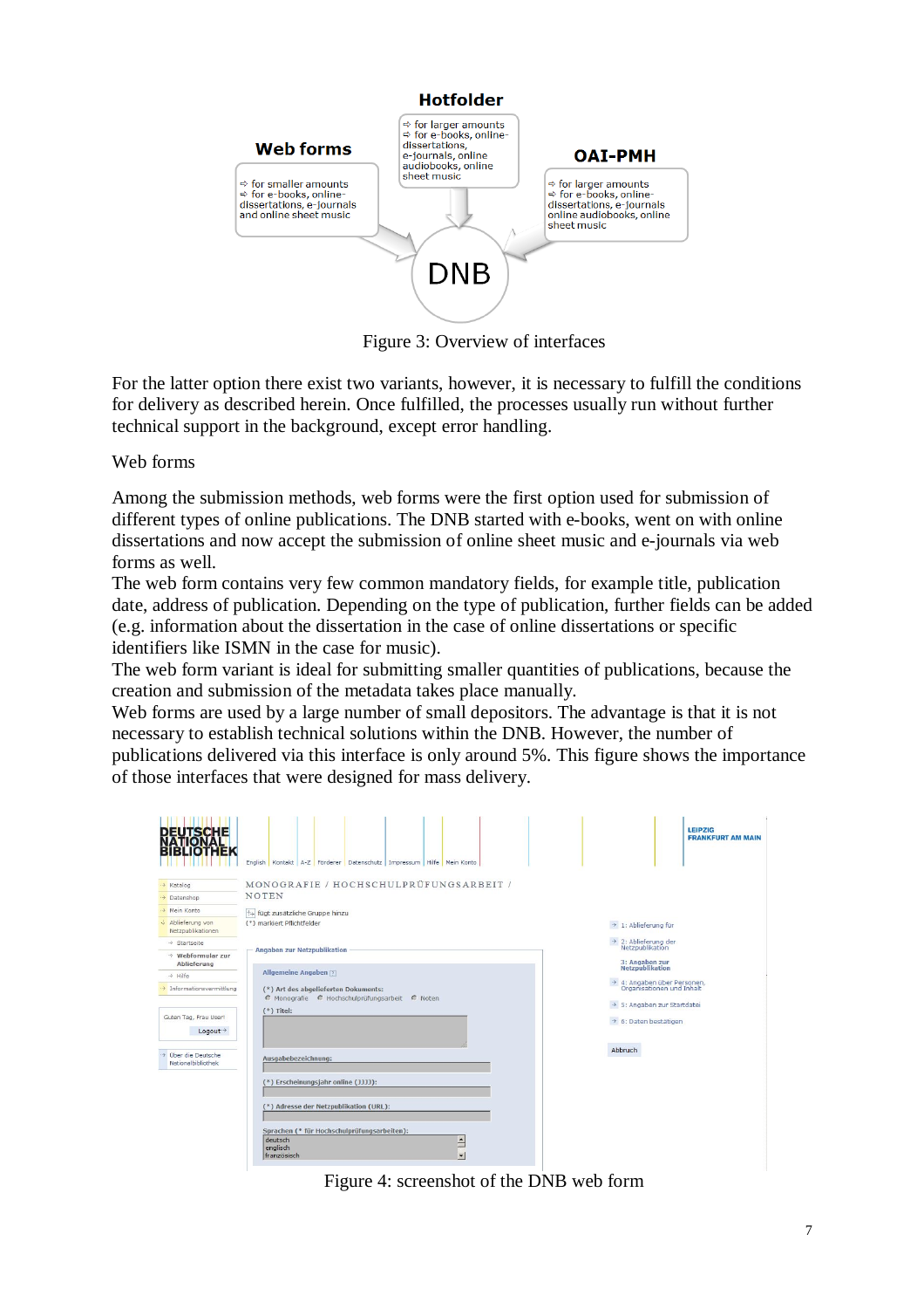Figure 3: Overview of interfaces

For the latter option there exist two variants, however, it is necessary to fulfill the conditions for delivery as described herein. Once fulfilled, the processes usually run without further technical support in the background, except error handling.

Web forms

Among the submission methods, web forms were the first option used for submission of different types of online publications. The DNB started with e-books, went on with online dissertations and now accept the submission of online sheet music and e-journals via web forms as well.
The web form contains very few common mandatory fields, for example title, publication date, address of publication. Depending on the type of publication, further fields can be added (e.g. information about the dissertation in the case of online dissertations or specific identifiers like ISMN in the case for music).
The web form variant is ideal for submitting smaller quantities of publications, because the creation and submission of the metadata takes place manually.
Web forms are used by a large number of small depositors. The advantage is that it is not necessary to establish technical solutions within the DNB. However, the number of publications delivered via this interface is only around 5%. This figure shows the importance of those interfaces that were designed for mass delivery.

Figure 4: screenshot of the DNB web form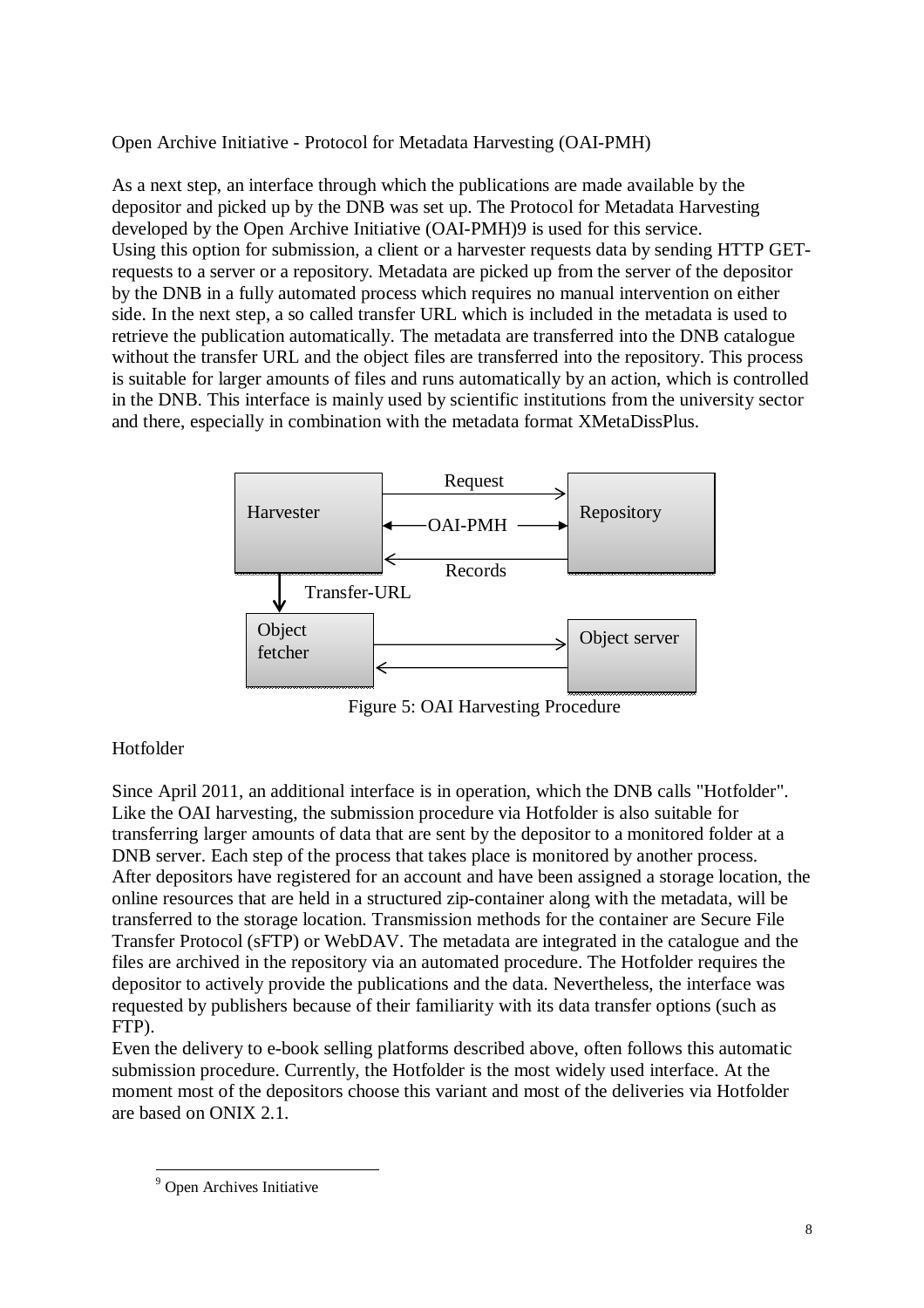## Open Archive Initiative - Protocol for Metadata Harvesting (OAI-PMH)

As a next step, an interface through which the publications are made available by the depositor and picked up by the DNB was set up. The Protocol for Metadata Harvesting developed by the Open Archive Initiative (OAI-PMH)9 is used for this service. Using this option for submission, a client or a harvester requests data by sending HTTP GET-requests to a server or a repository. Metadata are picked up from the server of the depositor by the DNB in a fully automated process which requires no manual intervention on either side. In the next step, a so called transfer URL which is included in the metadata is used to retrieve the publication automatically. The metadata are transferred into the DNB catalogue without the transfer URL and the object files are transferred into the repository. This process is suitable for larger amounts of files and runs automatically by an action, which is controlled in the DNB. This interface is mainly used by scientific institutions from the university sector and there, especially in combination with the metadata format XMetaDissPlus.

Harvester — Request → Repository
Harvester ← OAI-PMH → Repository
Harvester ← Records — Repository
Harvester ↓ Transfer-URL → Object fetcher
Object fetcher ⇄ Object server

Figure 5: OAI Harvesting Procedure

## Hotfolder

Since April 2011, an additional interface is in operation, which the DNB calls "Hotfolder". Like the OAI harvesting, the submission procedure via Hotfolder is also suitable for transferring larger amounts of data that are sent by the depositor to a monitored folder at a DNB server. Each step of the process that takes place is monitored by another process. After depositors have registered for an account and have been assigned a storage location, the online resources that are held in a structured zip-container along with the metadata, will be transferred to the storage location. Transmission methods for the container are Secure File Transfer Protocol (sFTP) or WebDAV. The metadata are integrated in the catalogue and the files are archived in the repository via an automated procedure. The Hotfolder requires the depositor to actively provide the publications and the data. Nevertheless, the interface was requested by publishers because of their familiarity with its data transfer options (such as FTP).
Even the delivery to e-book selling platforms described above, often follows this automatic submission procedure. Currently, the Hotfolder is the most widely used interface. At the moment most of the depositors choose this variant and most of the deliveries via Hotfolder are based on ONIX 2.1.

---

[9] Open Archives Initiative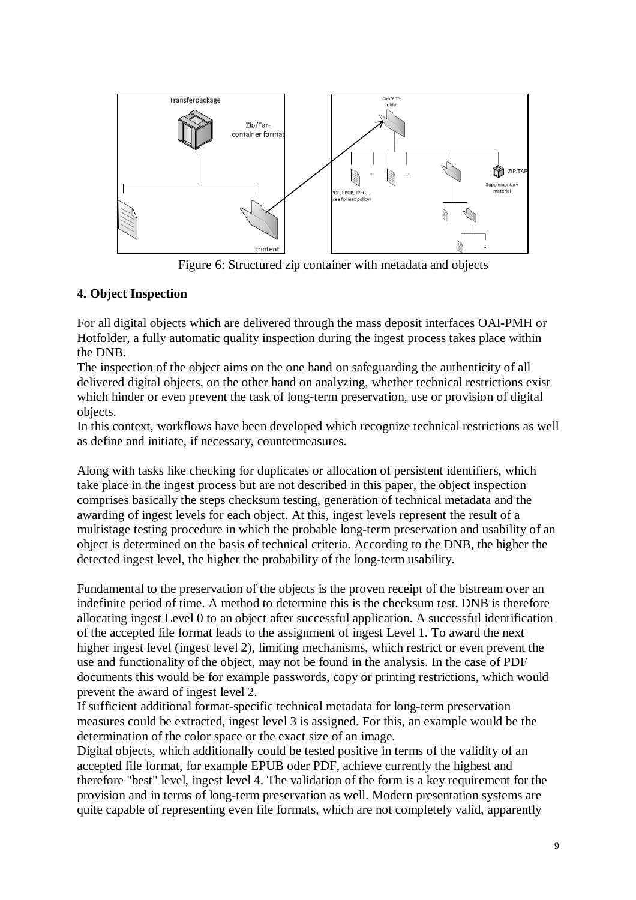Figure 6: Structured zip container with metadata and objects

## 4. Object Inspection

For all digital objects which are delivered through the mass deposit interfaces OAI-PMH or Hotfolder, a fully automatic quality inspection during the ingest process takes place within the DNB.
The inspection of the object aims on the one hand on safeguarding the authenticity of all delivered digital objects, on the other hand on analyzing, whether technical restrictions exist which hinder or even prevent the task of long-term preservation, use or provision of digital objects.
In this context, workflows have been developed which recognize technical restrictions as well as define and initiate, if necessary, countermeasures.

Along with tasks like checking for duplicates or allocation of persistent identifiers, which take place in the ingest process but are not described in this paper, the object inspection comprises basically the steps checksum testing, generation of technical metadata and the awarding of ingest levels for each object. At this, ingest levels represent the result of a multistage testing procedure in which the probable long-term preservation and usability of an object is determined on the basis of technical criteria. According to the DNB, the higher the detected ingest level, the higher the probability of the long-term usability.

Fundamental to the preservation of the objects is the proven receipt of the bistream over an indefinite period of time. A method to determine this is the checksum test. DNB is therefore allocating ingest Level 0 to an object after successful application. A successful identification of the accepted file format leads to the assignment of ingest Level 1. To award the next higher ingest level (ingest level 2), limiting mechanisms, which restrict or even prevent the use and functionality of the object, may not be found in the analysis. In the case of PDF documents this would be for example passwords, copy or printing restrictions, which would prevent the award of ingest level 2.
If sufficient additional format-specific technical metadata for long-term preservation measures could be extracted, ingest level 3 is assigned. For this, an example would be the determination of the color space or the exact size of an image.
Digital objects, which additionally could be tested positive in terms of the validity of an accepted file format, for example EPUB oder PDF, achieve currently the highest and therefore "best" level, ingest level 4. The validation of the form is a key requirement for the provision and in terms of long-term preservation as well. Modern presentation systems are quite capable of representing even file formats, which are not completely valid, apparently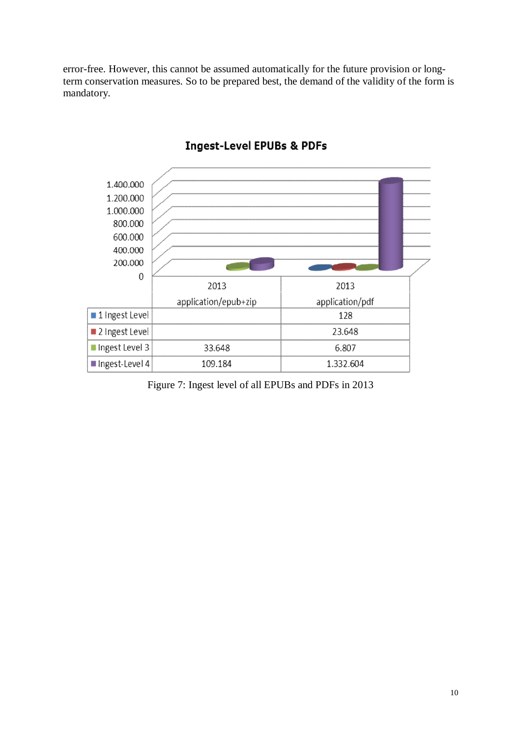error-free. However, this cannot be assumed automatically for the future provision or long-term conservation measures. So to be prepared best, the demand of the validity of the form is mandatory.

**Ingest-Level EPUBs & PDFs**

| | 2013 application/epub+zip | 2013 application/pdf |
|---|---|---|
| 1 Ingest Level | | 128 |
| 2 Ingest Level | | 23.648 |
| Ingest Level 3 | 33.648 | 6.807 |
| Ingest-Level 4 | 109.184 | 1.332.604 |

Figure 7: Ingest level of all EPUBs and PDFs in 2013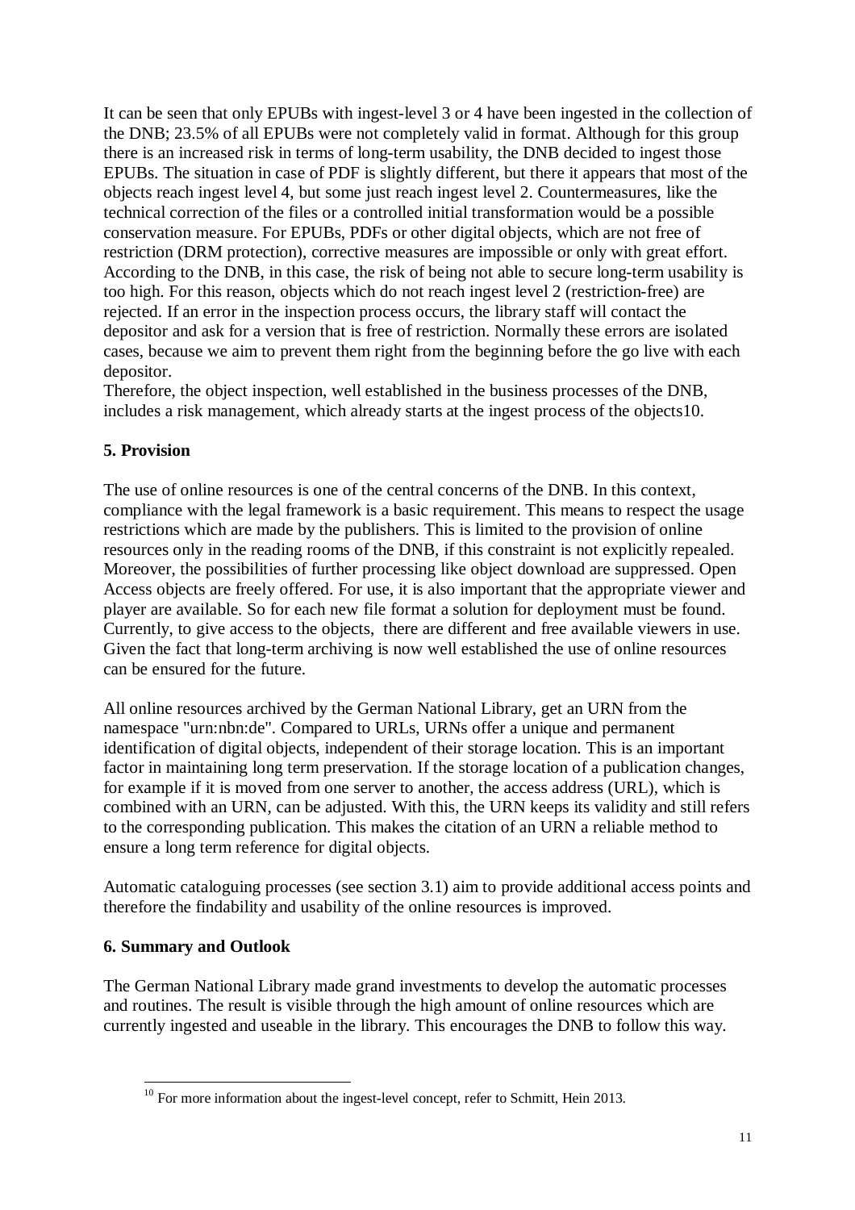It can be seen that only EPUBs with ingest-level 3 or 4 have been ingested in the collection of the DNB; 23.5% of all EPUBs were not completely valid in format. Although for this group there is an increased risk in terms of long-term usability, the DNB decided to ingest those EPUBs. The situation in case of PDF is slightly different, but there it appears that most of the objects reach ingest level 4, but some just reach ingest level 2. Countermeasures, like the technical correction of the files or a controlled initial transformation would be a possible conservation measure. For EPUBs, PDFs or other digital objects, which are not free of restriction (DRM protection), corrective measures are impossible or only with great effort. According to the DNB, in this case, the risk of being not able to secure long-term usability is too high. For this reason, objects which do not reach ingest level 2 (restriction-free) are rejected. If an error in the inspection process occurs, the library staff will contact the depositor and ask for a version that is free of restriction. Normally these errors are isolated cases, because we aim to prevent them right from the beginning before the go live with each depositor.
Therefore, the object inspection, well established in the business processes of the DNB, includes a risk management, which already starts at the ingest process of the objects[10].

## 5. Provision

The use of online resources is one of the central concerns of the DNB. In this context, compliance with the legal framework is a basic requirement. This means to respect the usage restrictions which are made by the publishers. This is limited to the provision of online resources only in the reading rooms of the DNB, if this constraint is not explicitly repealed. Moreover, the possibilities of further processing like object download are suppressed. Open Access objects are freely offered. For use, it is also important that the appropriate viewer and player are available. So for each new file format a solution for deployment must be found. Currently, to give access to the objects, there are different and free available viewers in use. Given the fact that long-term archiving is now well established the use of online resources can be ensured for the future.

All online resources archived by the German National Library, get an URN from the namespace "urn:nbn:de". Compared to URLs, URNs offer a unique and permanent identification of digital objects, independent of their storage location. This is an important factor in maintaining long term preservation. If the storage location of a publication changes, for example if it is moved from one server to another, the access address (URL), which is combined with an URN, can be adjusted. With this, the URN keeps its validity and still refers to the corresponding publication. This makes the citation of an URN a reliable method to ensure a long term reference for digital objects.

Automatic cataloguing processes (see section 3.1) aim to provide additional access points and therefore the findability and usability of the online resources is improved.

## 6. Summary and Outlook

The German National Library made grand investments to develop the automatic processes and routines. The result is visible through the high amount of online resources which are currently ingested and useable in the library. This encourages the DNB to follow this way.

[10] For more information about the ingest-level concept, refer to Schmitt, Hein 2013.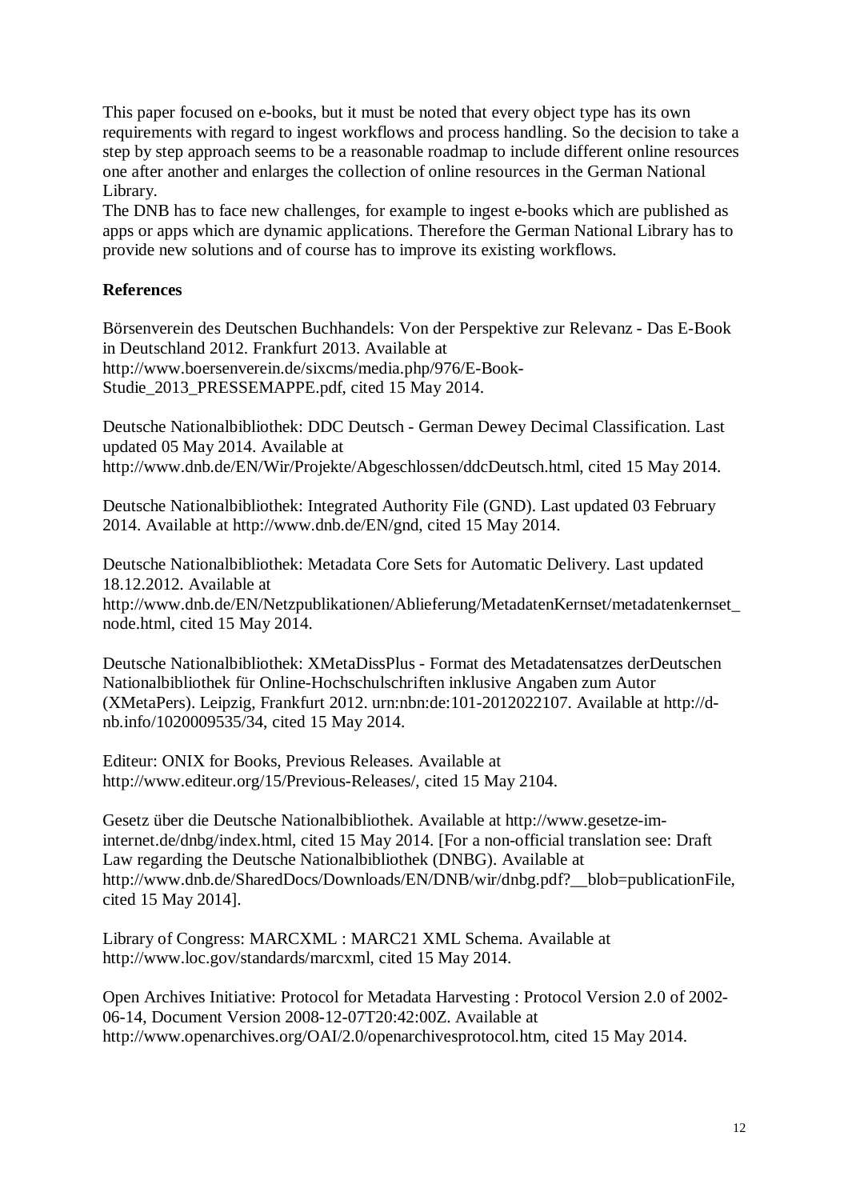This paper focused on e-books, but it must be noted that every object type has its own requirements with regard to ingest workflows and process handling. So the decision to take a step by step approach seems to be a reasonable roadmap to include different online resources one after another and enlarges the collection of online resources in the German National Library.
The DNB has to face new challenges, for example to ingest e-books which are published as apps or apps which are dynamic applications. Therefore the German National Library has to provide new solutions and of course has to improve its existing workflows.

**References**

Börsenverein des Deutschen Buchhandels: Von der Perspektive zur Relevanz - Das E-Book in Deutschland 2012. Frankfurt 2013. Available at http://www.boersenverein.de/sixcms/media.php/976/E-Book-Studie_2013_PRESSEMAPPE.pdf, cited 15 May 2014.

Deutsche Nationalbibliothek: DDC Deutsch - German Dewey Decimal Classification. Last updated 05 May 2014. Available at http://www.dnb.de/EN/Wir/Projekte/Abgeschlossen/ddcDeutsch.html, cited 15 May 2014.

Deutsche Nationalbibliothek: Integrated Authority File (GND). Last updated 03 February 2014. Available at http://www.dnb.de/EN/gnd, cited 15 May 2014.

Deutsche Nationalbibliothek: Metadata Core Sets for Automatic Delivery. Last updated 18.12.2012. Available at http://www.dnb.de/EN/Netzpublikationen/Ablieferung/MetadatenKernset/metadatenkernset_node.html, cited 15 May 2014.

Deutsche Nationalbibliothek: XMetaDissPlus - Format des Metadatensatzes derDeutschen Nationalbibliothek für Online-Hochschulschriften inklusive Angaben zum Autor (XMetaPers). Leipzig, Frankfurt 2012. urn:nbn:de:101-2012022107. Available at http://d-nb.info/1020009535/34, cited 15 May 2014.

Editeur: ONIX for Books, Previous Releases. Available at http://www.editeur.org/15/Previous-Releases/, cited 15 May 2104.

Gesetz über die Deutsche Nationalbibliothek. Available at http://www.gesetze-im-internet.de/dnbg/index.html, cited 15 May 2014. [For a non-official translation see: Draft Law regarding the Deutsche Nationalbibliothek (DNBG). Available at http://www.dnb.de/SharedDocs/Downloads/EN/DNB/wir/dnbg.pdf?__blob=publicationFile, cited 15 May 2014].

Library of Congress: MARCXML : MARC21 XML Schema. Available at http://www.loc.gov/standards/marcxml, cited 15 May 2014.

Open Archives Initiative: Protocol for Metadata Harvesting : Protocol Version 2.0 of 2002-06-14, Document Version 2008-12-07T20:42:00Z. Available at http://www.openarchives.org/OAI/2.0/openarchivesprotocol.htm, cited 15 May 2014.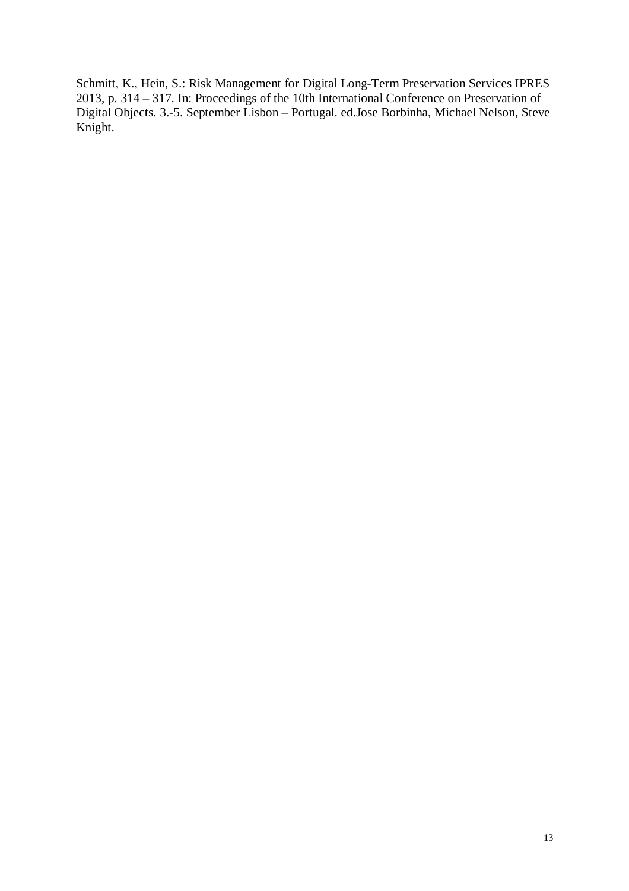Schmitt, K., Hein, S.: Risk Management for Digital Long-Term Preservation Services IPRES 2013, p. 314 – 317. In: Proceedings of the 10th International Conference on Preservation of Digital Objects. 3.-5. September Lisbon – Portugal. ed.Jose Borbinha, Michael Nelson, Steve Knight.